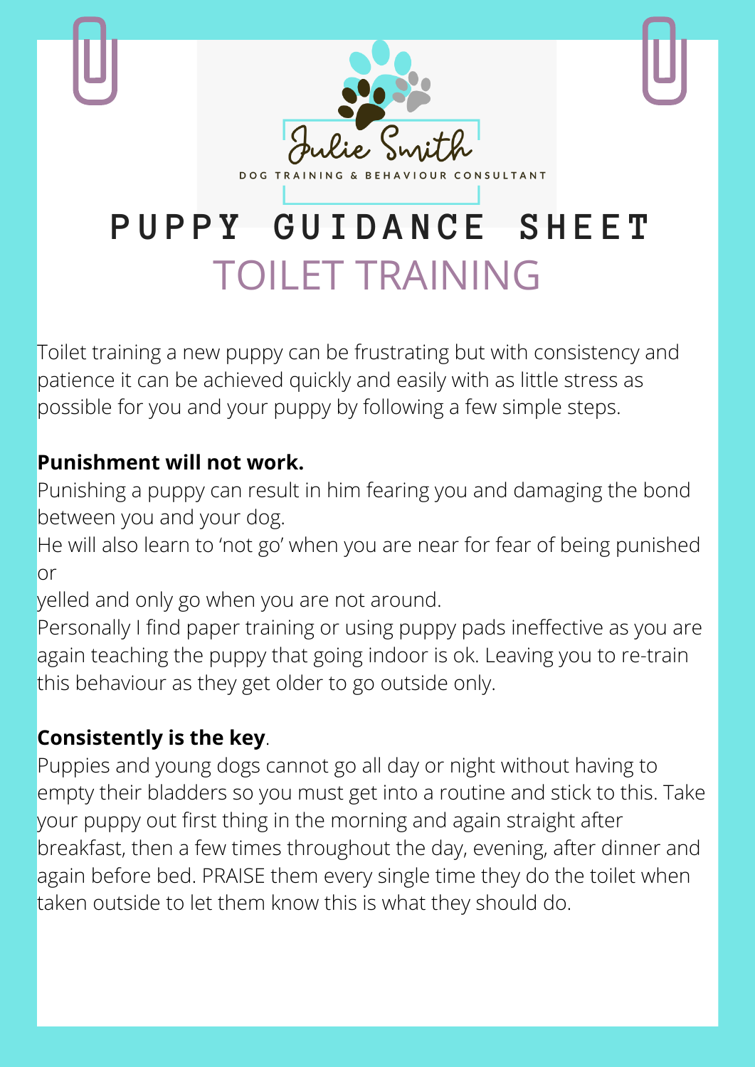Julie Smith

DOG TRAINING & BEHAVIOUR CONSULTANT

# PUPPY GUIDANCE SHEET

## TOILET TRAINING

Toilet training a new puppy can be frustrating but with consistency and patience it can be achieved quickly and easily with as little stress as possible for you and your puppy by following a few simple steps.

**Punishment will not work.**

Punishing a puppy can result in him fearing you and damaging the bond between you and your dog.

He will also learn to 'not go' when you are near for fear of being punished or yelled and only go when you are not around.

Personally I find paper training or using puppy pads ineffective as you are again teaching the puppy that going indoor is ok. Leaving you to re-train this behaviour as they get older to go outside only.

**Consistently is the key**.

Puppies and young dogs cannot go all day or night without having to empty their bladders so you must get into a routine and stick to this. Take your puppy out first thing in the morning and again straight after breakfast, then a few times throughout the day, evening, after dinner and again before bed. PRAISE them every single time they do the toilet when taken outside to let them know this is what they should do.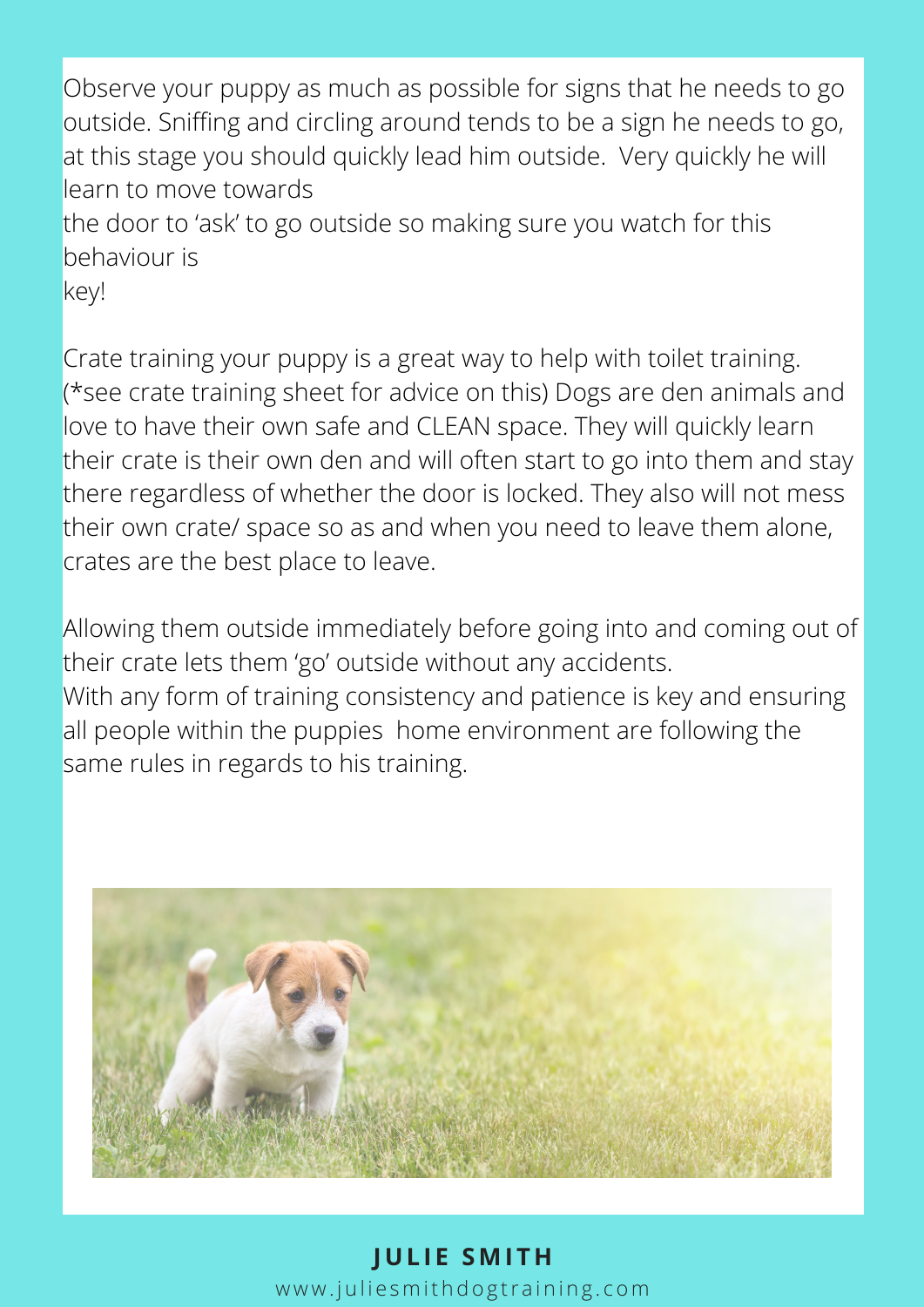Observe your puppy as much as possible for signs that he needs to go outside. Sniffing and circling around tends to be a sign he needs to go, at this stage you should quickly lead him outside. Very quickly he will learn to move towards the door to 'ask' to go outside so making sure you watch for this behaviour is key!

Crate training your puppy is a great way to help with toilet training. (*see crate training sheet for advice on this) Dogs are den animals and love to have their own safe and CLEAN space. They will quickly learn their crate is their own den and will often start to go into them and stay there regardless of whether the door is locked. They also will not mess their own crate/ space so as and when you need to leave them alone, crates are the best place to leave.

Allowing them outside immediately before going into and coming out of their crate lets them 'go' outside without any accidents.
With any form of training consistency and patience is key and ensuring all people within the puppies home environment are following the same rules in regards to his training.

**JULIE SMITH**
www.juliesmithdogtraining.com